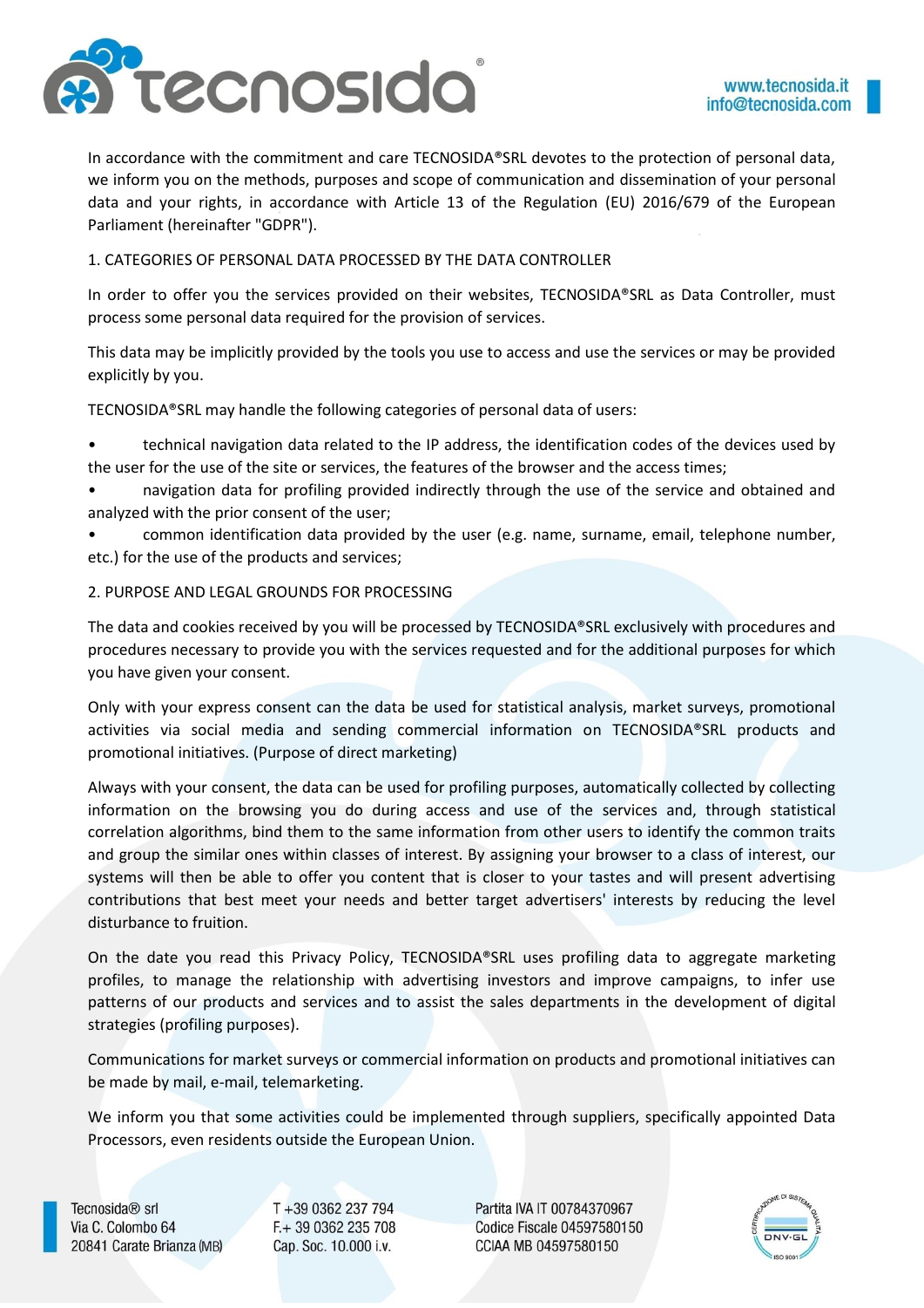In accordance with the commitment and care TECNOSIDA®SRL devotes to the protection of personal data, we inform you on the methods, purposes and scope of communication and dissemination of your personal data and your rights, in accordance with Article 13 of the Regulation (EU) 2016/679 of the European Parliament (hereinafter "GDPR").

## 1. CATEGORIES OF PERSONAL DATA PROCESSED BY THE DATA CONTROLLER

In order to offer you the services provided on their websites, TECNOSIDA®SRL as Data Controller, must process some personal data required for the provision of services.

This data may be implicitly provided by the tools you use to access and use the services or may be provided explicitly by you.

TECNOSIDA®SRL may handle the following categories of personal data of users:

- technical navigation data related to the IP address, the identification codes of the devices used by the user for the use of the site or services, the features of the browser and the access times;
- navigation data for profiling provided indirectly through the use of the service and obtained and analyzed with the prior consent of the user;
- common identification data provided by the user (e.g. name, surname, email, telephone number, etc.) for the use of the products and services;

## 2. PURPOSE AND LEGAL GROUNDS FOR PROCESSING

The data and cookies received by you will be processed by TECNOSIDA®SRL exclusively with procedures and procedures necessary to provide you with the services requested and for the additional purposes for which you have given your consent.

Only with your express consent can the data be used for statistical analysis, market surveys, promotional activities via social media and sending commercial information on TECNOSIDA®SRL products and promotional initiatives. (Purpose of direct marketing)

Always with your consent, the data can be used for profiling purposes, automatically collected by collecting information on the browsing you do during access and use of the services and, through statistical correlation algorithms, bind them to the same information from other users to identify the common traits and group the similar ones within classes of interest. By assigning your browser to a class of interest, our systems will then be able to offer you content that is closer to your tastes and will present advertising contributions that best meet your needs and better target advertisers' interests by reducing the level disturbance to fruition.

On the date you read this Privacy Policy, TECNOSIDA®SRL uses profiling data to aggregate marketing profiles, to manage the relationship with advertising investors and improve campaigns, to infer use patterns of our products and services and to assist the sales departments in the development of digital strategies (profiling purposes).

Communications for market surveys or commercial information on products and promotional initiatives can be made by mail, e-mail, telemarketing.

We inform you that some activities could be implemented through suppliers, specifically appointed Data Processors, even residents outside the European Union.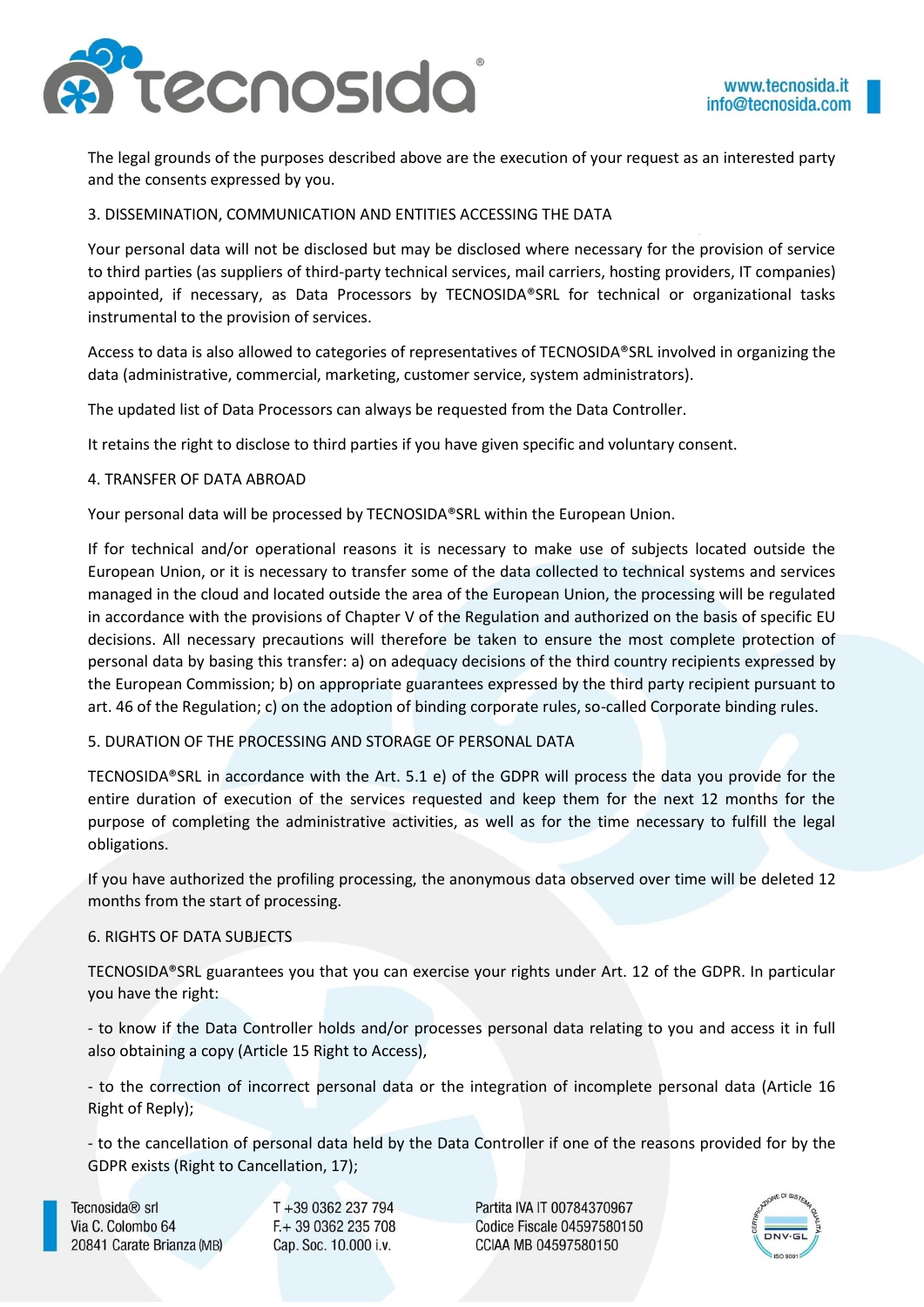The legal grounds of the purposes described above are the execution of your request as an interested party and the consents expressed by you.

## 3. DISSEMINATION, COMMUNICATION AND ENTITIES ACCESSING THE DATA

Your personal data will not be disclosed but may be disclosed where necessary for the provision of service to third parties (as suppliers of third-party technical services, mail carriers, hosting providers, IT companies) appointed, if necessary, as Data Processors by TECNOSIDA®SRL for technical or organizational tasks instrumental to the provision of services.

Access to data is also allowed to categories of representatives of TECNOSIDA®SRL involved in organizing the data (administrative, commercial, marketing, customer service, system administrators).

The updated list of Data Processors can always be requested from the Data Controller.

It retains the right to disclose to third parties if you have given specific and voluntary consent.

## 4. TRANSFER OF DATA ABROAD

Your personal data will be processed by TECNOSIDA®SRL within the European Union.

If for technical and/or operational reasons it is necessary to make use of subjects located outside the European Union, or it is necessary to transfer some of the data collected to technical systems and services managed in the cloud and located outside the area of the European Union, the processing will be regulated in accordance with the provisions of Chapter V of the Regulation and authorized on the basis of specific EU decisions. All necessary precautions will therefore be taken to ensure the most complete protection of personal data by basing this transfer: a) on adequacy decisions of the third country recipients expressed by the European Commission; b) on appropriate guarantees expressed by the third party recipient pursuant to art. 46 of the Regulation; c) on the adoption of binding corporate rules, so-called Corporate binding rules.

## 5. DURATION OF THE PROCESSING AND STORAGE OF PERSONAL DATA

TECNOSIDA®SRL in accordance with the Art. 5.1 e) of the GDPR will process the data you provide for the entire duration of execution of the services requested and keep them for the next 12 months for the purpose of completing the administrative activities, as well as for the time necessary to fulfill the legal obligations.

If you have authorized the profiling processing, the anonymous data observed over time will be deleted 12 months from the start of processing.

## 6. RIGHTS OF DATA SUBJECTS

TECNOSIDA®SRL guarantees you that you can exercise your rights under Art. 12 of the GDPR. In particular you have the right:

- to know if the Data Controller holds and/or processes personal data relating to you and access it in full also obtaining a copy (Article 15 Right to Access),

- to the correction of incorrect personal data or the integration of incomplete personal data (Article 16 Right of Reply);

- to the cancellation of personal data held by the Data Controller if one of the reasons provided for by the GDPR exists (Right to Cancellation, 17);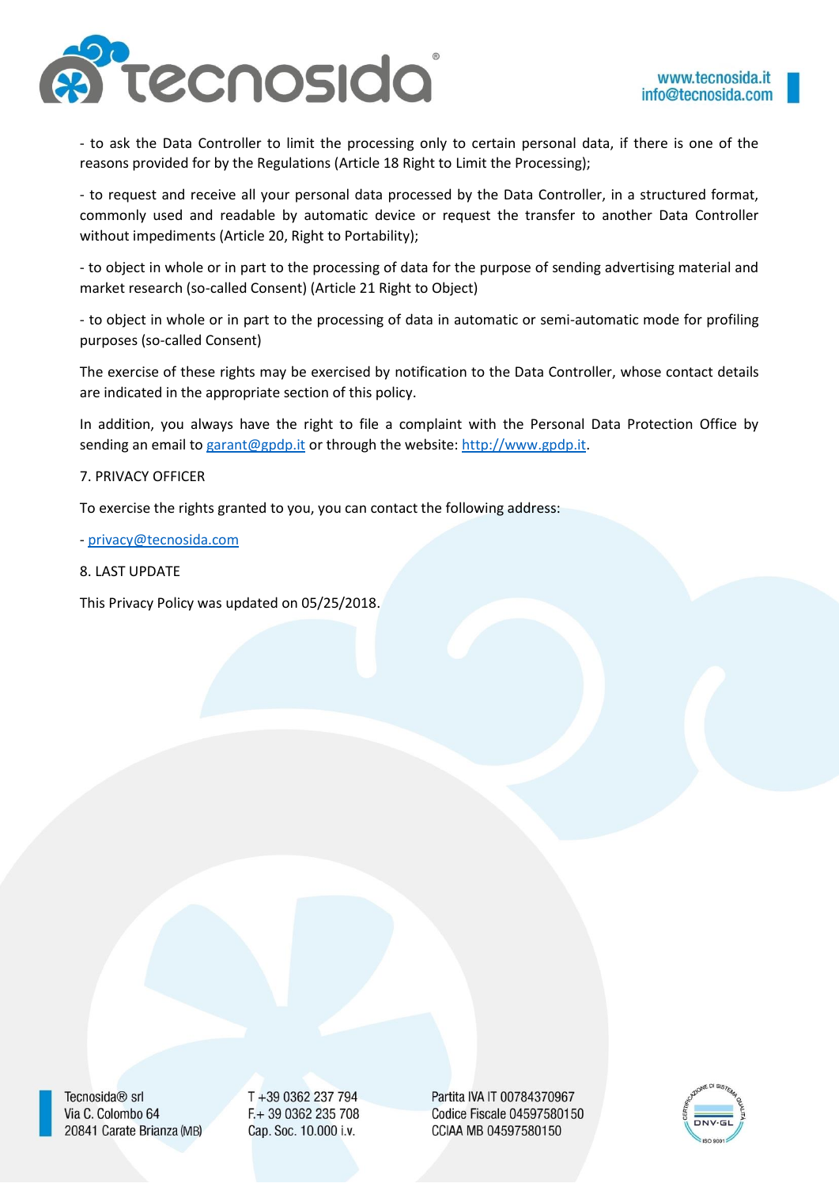- to ask the Data Controller to limit the processing only to certain personal data, if there is one of the reasons provided for by the Regulations (Article 18 Right to Limit the Processing);

- to request and receive all your personal data processed by the Data Controller, in a structured format, commonly used and readable by automatic device or request the transfer to another Data Controller without impediments (Article 20, Right to Portability);

- to object in whole or in part to the processing of data for the purpose of sending advertising material and market research (so-called Consent) (Article 21 Right to Object)

- to object in whole or in part to the processing of data in automatic or semi-automatic mode for profiling purposes (so-called Consent)

The exercise of these rights may be exercised by notification to the Data Controller, whose contact details are indicated in the appropriate section of this policy.

In addition, you always have the right to file a complaint with the Personal Data Protection Office by sending an email to garant@gpdp.it or through the website: http://www.gpdp.it.

## 7. PRIVACY OFFICER

To exercise the rights granted to you, you can contact the following address:

- privacy@tecnosida.com

## 8. LAST UPDATE

This Privacy Policy was updated on 05/25/2018.